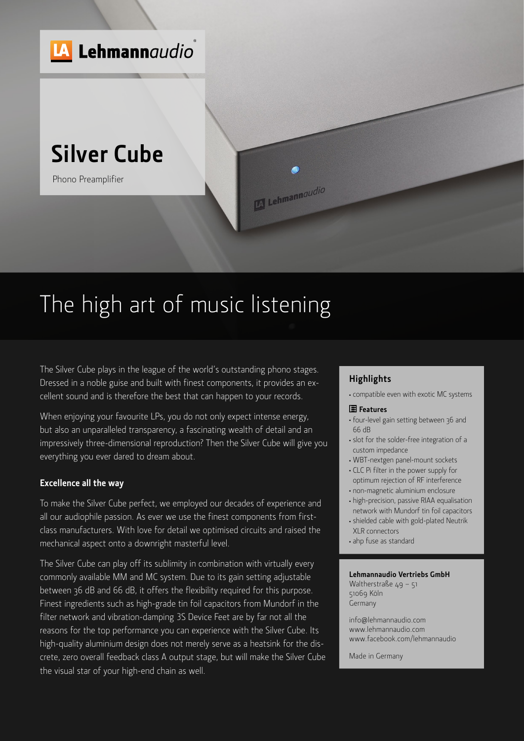Lehmannaudio

# Silver Cube

Phono Preamplifier

## The high art of music listening

The Silver Cube plays in the league of the world's outstanding phono stages. Dressed in a noble guise and built with finest components, it provides an excellent sound and is therefore the best that can happen to your records.

When enjoying your favourite LPs, you do not only expect intense energy, but also an unparalleled transparency, a fascinating wealth of detail and an impressively three-dimensional reproduction? Then the Silver Cube will give you everything you ever dared to dream about.

### Excellence all the way

To make the Silver Cube perfect, we employed our decades of experience and all our audiophile passion. As ever we use the finest components from first-class manufacturers. With love for detail we optimised circuits and raised the mechanical aspect onto a downright masterful level.

The Silver Cube can play off its sublimity in combination with virtually every commonly available MM and MC system. Due to its gain setting adjustable between 36 dB and 66 dB, it offers the flexibility required for this purpose. Finest ingredients such as high-grade tin foil capacitors from Mundorf in the filter network and vibration-damping 3S Device Feet are by far not all the reasons for the top performance you can experience with the Silver Cube. Its high-quality aluminium design does not merely serve as a heatsink for the discrete, zero overall feedback class A output stage, but will make the Silver Cube the visual star of your high-end chain as well.

### Highlights

- compatible even with exotic MC systems

**Features**

- four-level gain setting between 36 and 66 dB
- slot for the solder-free integration of a custom impedance
- WBT-nextgen panel-mount sockets
- CLC Pi filter in the power supply for optimum rejection of RF interference
- non-magnetic aluminium enclosure
- high-precision, passive RIAA equalisation network with Mundorf tin foil capacitors
- shielded cable with gold-plated Neutrik XLR connectors
- ahp fuse as standard

**Lehmannaudio Vertriebs GmbH**
Waltherstraße 49 – 51
51069 Köln
Germany

info@lehmannaudio.com
www.lehmannaudio.com
www.facebook.com/lehmannaudio

Made in Germany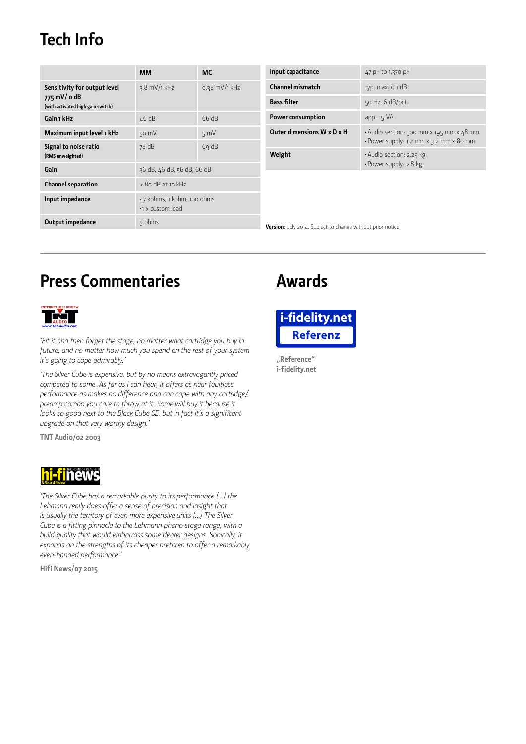# Tech Info

| | MM | MC |
|---|---|---|
| **Sensitivity for output level 775 mV/ 0 dB** (with activated high gain switch) | 3.8 mV/1 kHz | 0.38 mV/1 kHz |
| **Gain 1 kHz** | 46 dB | 66 dB |
| **Maximum input level 1 kHz** | 50 mV | 5 mV |
| **Signal to noise ratio** (RMS unweighted) | 78 dB | 69 dB |
| **Gain** | 36 dB, 46 dB, 56 dB, 66 dB | |
| **Channel separation** | > 80 dB at 10 kHz | |
| **Input impedance** | 47 kohms, 1 kohm, 100 ohms • 1 x custom load | |
| **Output impedance** | 5 ohms | |

| | |
|---|---|
| **Input capacitance** | 47 pF to 1,370 pF |
| **Channel mismatch** | typ. max. 0.1 dB |
| **Bass filter** | 50 Hz, 6 dB/oct. |
| **Power consumption** | app. 15 VA |
| **Outer dimensions W x D x H** | • Audio section: 300 mm x 195 mm x 48 mm • Power supply: 112 mm x 312 mm x 80 mm |
| **Weight** | • Audio section: 2.25 kg • Power supply: 2.8 kg |

**Version:** July 2014. Subject to change without prior notice.

## Press Commentaries

*'Fit it and then forget the stage, no matter what cartridge you buy in future, and no matter how much you spend on the rest of your system it's going to cope admirably.'*

*'The Silver Cube is expensive, but by no means extravagantly priced compared to some. As far as I can hear, it offers as near faultless performance as makes no difference and can cope with any cartridge/ preamp combo you care to throw at it. Some will buy it because it looks so good next to the Black Cube SE, but in fact it's a significant upgrade on that very worthy design.'*

**TNT Audio/02 2003**

*'The Silver Cube has a remarkable purity to its performance (...) the Lehmann really does offer a sense of precision and insight that is usually the territory of even more expensive units (...) The Silver Cube is a fitting pinnacle to the Lehmann phono stage range, with a build quality that would embarrass some dearer designs. Sonically, it expands on the strengths of its cheaper brethren to offer a remarkably even-handed performance.'*

**Hifi News/07 2015**

## Awards

i-fidelity.net Referenz

**„Reference"**
**i-fidelity.net**